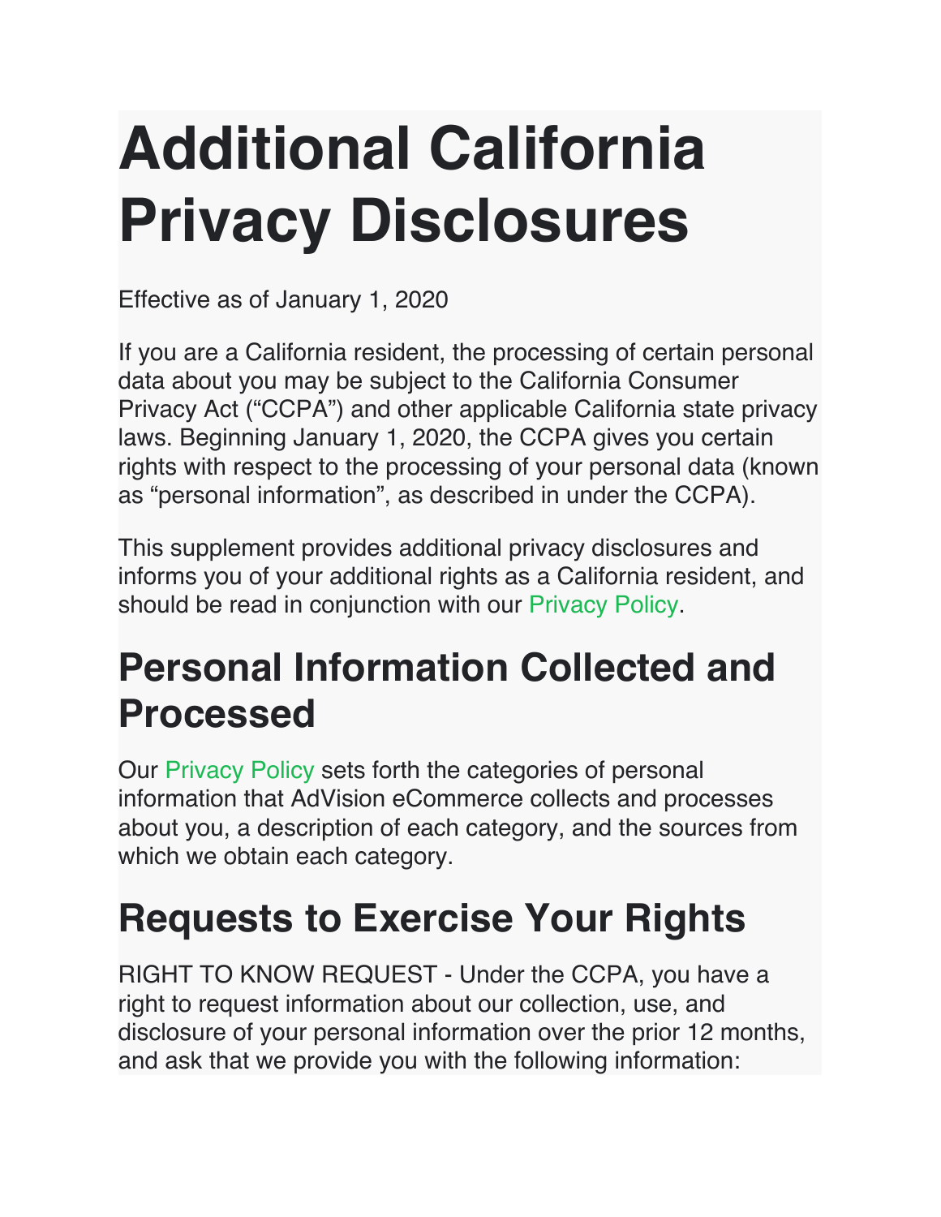# Additional California Privacy Disclosures

Effective as of January 1, 2020

If you are a California resident, the processing of certain personal data about you may be subject to the California Consumer Privacy Act ("CCPA") and other applicable California state privacy laws. Beginning January 1, 2020, the CCPA gives you certain rights with respect to the processing of your personal data (known as "personal information", as described in under the CCPA).

This supplement provides additional privacy disclosures and informs you of your additional rights as a California resident, and should be read in conjunction with our Privacy Policy.

## Personal Information Collected and Processed

Our Privacy Policy sets forth the categories of personal information that AdVision eCommerce collects and processes about you, a description of each category, and the sources from which we obtain each category.

## Requests to Exercise Your Rights

RIGHT TO KNOW REQUEST - Under the CCPA, you have a right to request information about our collection, use, and disclosure of your personal information over the prior 12 months, and ask that we provide you with the following information: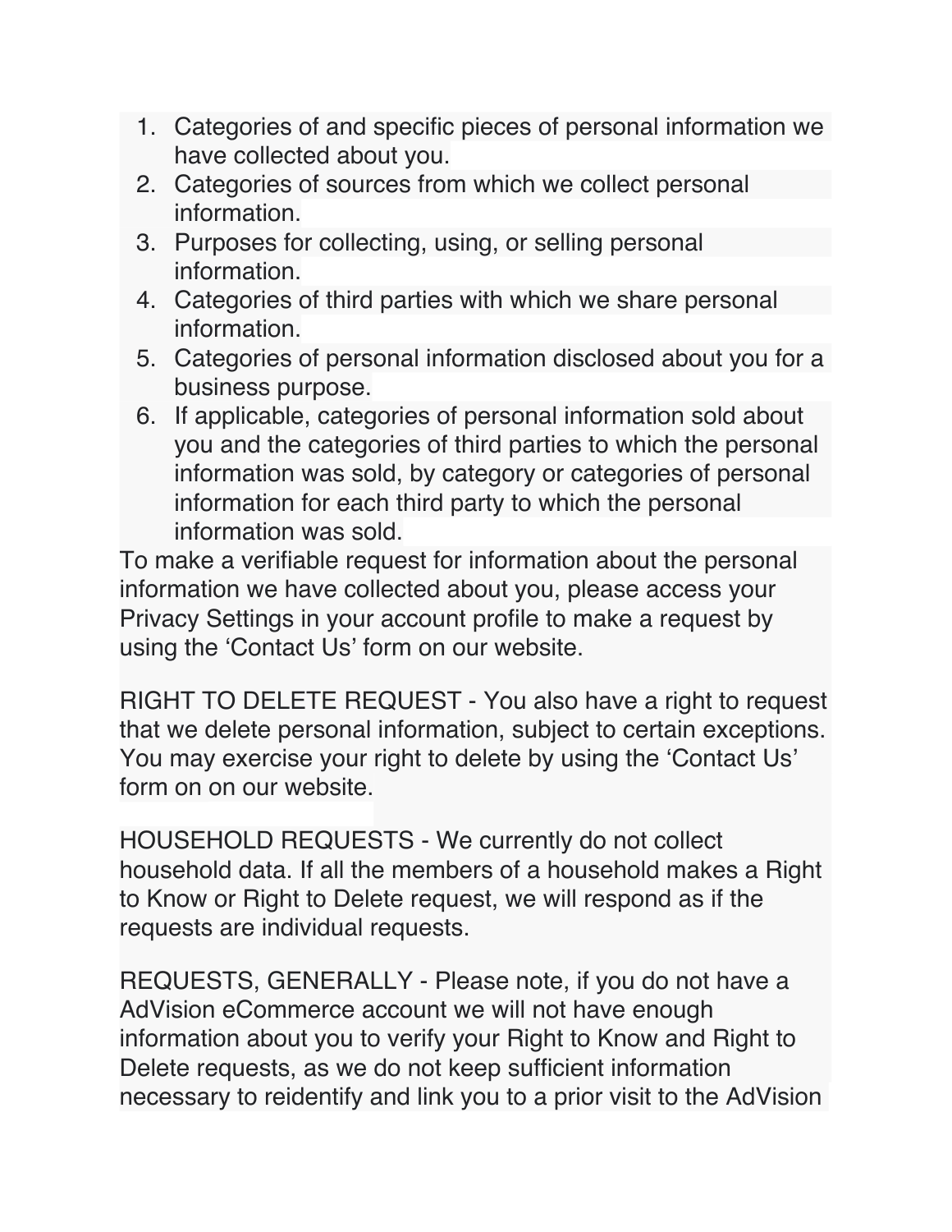1. Categories of and specific pieces of personal information we have collected about you.
2. Categories of sources from which we collect personal information.
3. Purposes for collecting, using, or selling personal information.
4. Categories of third parties with which we share personal information.
5. Categories of personal information disclosed about you for a business purpose.
6. If applicable, categories of personal information sold about you and the categories of third parties to which the personal information was sold, by category or categories of personal information for each third party to which the personal information was sold.

To make a verifiable request for information about the personal information we have collected about you, please access your Privacy Settings in your account profile to make a request by using the 'Contact Us' form on our website.

RIGHT TO DELETE REQUEST - You also have a right to request that we delete personal information, subject to certain exceptions. You may exercise your right to delete by using the 'Contact Us' form on on our website.

HOUSEHOLD REQUESTS - We currently do not collect household data. If all the members of a household makes a Right to Know or Right to Delete request, we will respond as if the requests are individual requests.

REQUESTS, GENERALLY - Please note, if you do not have a AdVision eCommerce account we will not have enough information about you to verify your Right to Know and Right to Delete requests, as we do not keep sufficient information necessary to reidentify and link you to a prior visit to the AdVision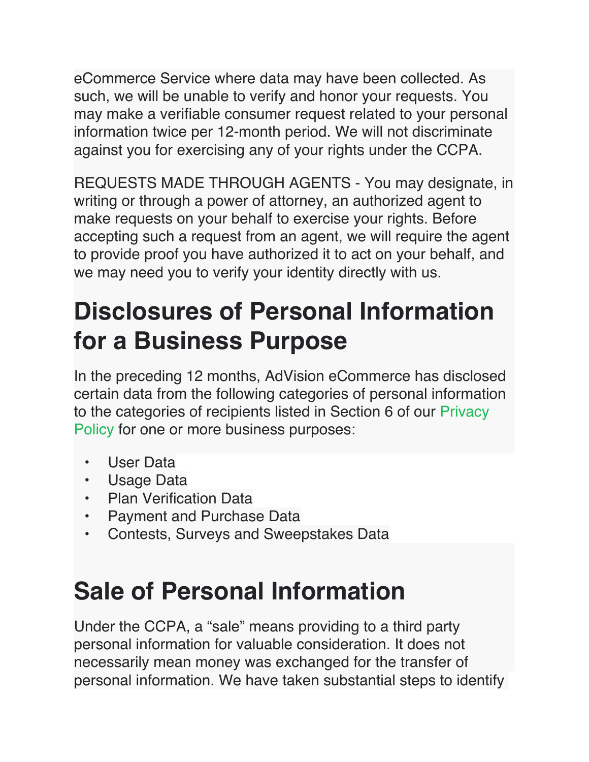eCommerce Service where data may have been collected. As such, we will be unable to verify and honor your requests. You may make a verifiable consumer request related to your personal information twice per 12-month period. We will not discriminate against you for exercising any of your rights under the CCPA.

REQUESTS MADE THROUGH AGENTS - You may designate, in writing or through a power of attorney, an authorized agent to make requests on your behalf to exercise your rights. Before accepting such a request from an agent, we will require the agent to provide proof you have authorized it to act on your behalf, and we may need you to verify your identity directly with us.

# Disclosures of Personal Information for a Business Purpose

In the preceding 12 months, AdVision eCommerce has disclosed certain data from the following categories of personal information to the categories of recipients listed in Section 6 of our Privacy Policy for one or more business purposes:

- User Data
- Usage Data
- Plan Verification Data
- Payment and Purchase Data
- Contests, Surveys and Sweepstakes Data

# Sale of Personal Information

Under the CCPA, a “sale” means providing to a third party personal information for valuable consideration. It does not necessarily mean money was exchanged for the transfer of personal information. We have taken substantial steps to identify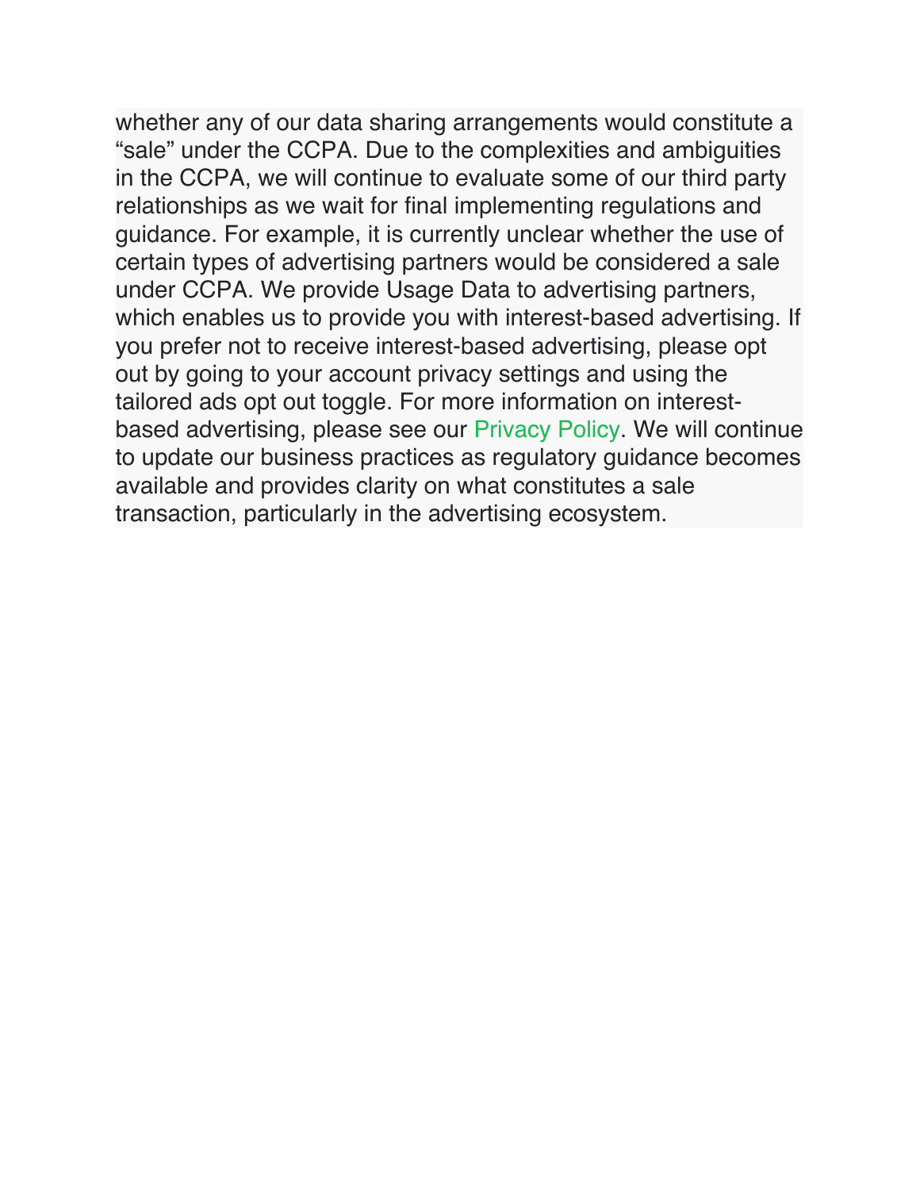whether any of our data sharing arrangements would constitute a "sale" under the CCPA. Due to the complexities and ambiguities in the CCPA, we will continue to evaluate some of our third party relationships as we wait for final implementing regulations and guidance. For example, it is currently unclear whether the use of certain types of advertising partners would be considered a sale under CCPA. We provide Usage Data to advertising partners, which enables us to provide you with interest-based advertising. If you prefer not to receive interest-based advertising, please opt out by going to your account privacy settings and using the tailored ads opt out toggle. For more information on interest-based advertising, please see our Privacy Policy. We will continue to update our business practices as regulatory guidance becomes available and provides clarity on what constitutes a sale transaction, particularly in the advertising ecosystem.